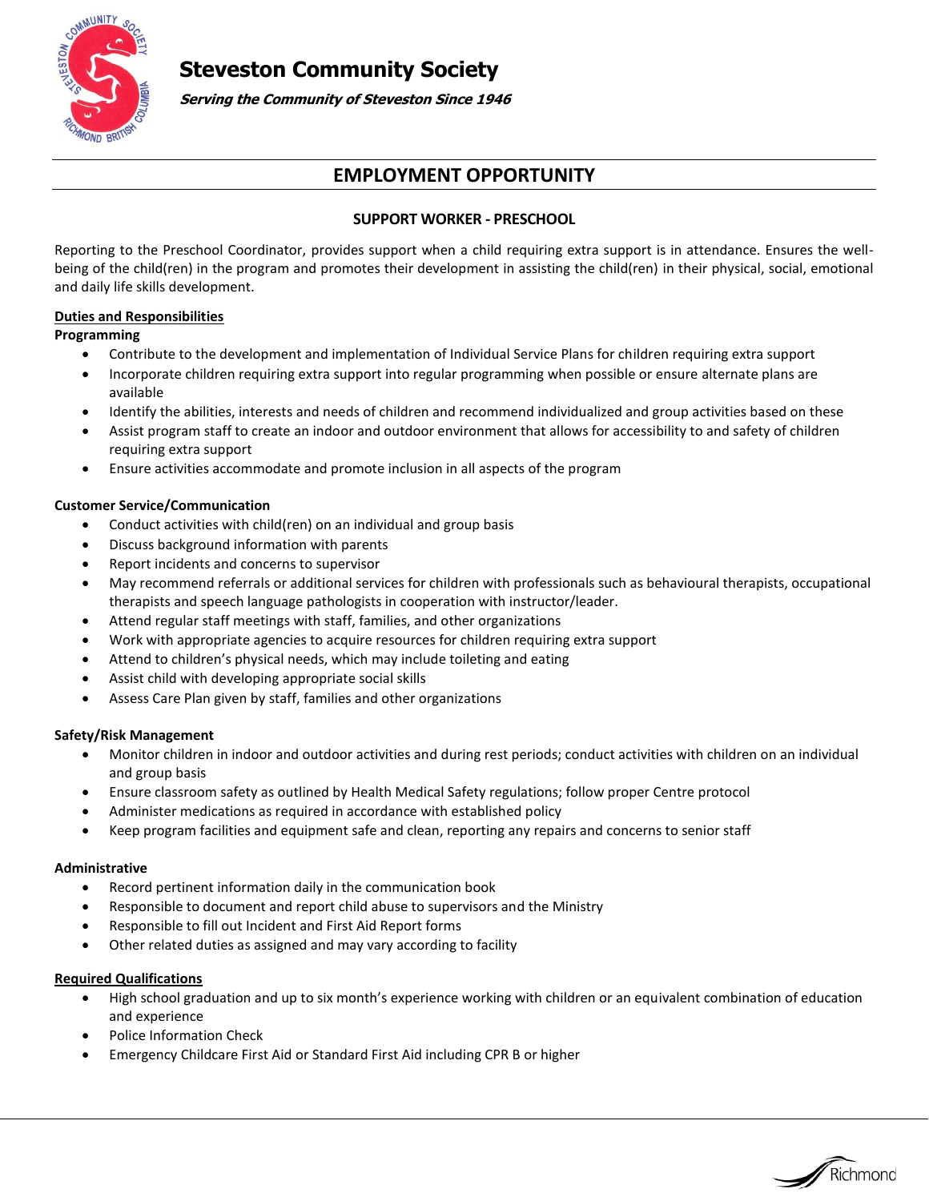# Steveston Community Society

***Serving the Community of Steveston Since 1946***

## EMPLOYMENT OPPORTUNITY

### SUPPORT WORKER - PRESCHOOL

Reporting to the Preschool Coordinator, provides support when a child requiring extra support is in attendance. Ensures the well-being of the child(ren) in the program and promotes their development in assisting the child(ren) in their physical, social, emotional and daily life skills development.

**Duties and Responsibilities**

**Programming**

- Contribute to the development and implementation of Individual Service Plans for children requiring extra support
- Incorporate children requiring extra support into regular programming when possible or ensure alternate plans are available
- Identify the abilities, interests and needs of children and recommend individualized and group activities based on these
- Assist program staff to create an indoor and outdoor environment that allows for accessibility to and safety of children requiring extra support
- Ensure activities accommodate and promote inclusion in all aspects of the program

**Customer Service/Communication**

- Conduct activities with child(ren) on an individual and group basis
- Discuss background information with parents
- Report incidents and concerns to supervisor
- May recommend referrals or additional services for children with professionals such as behavioural therapists, occupational therapists and speech language pathologists in cooperation with instructor/leader.
- Attend regular staff meetings with staff, families, and other organizations
- Work with appropriate agencies to acquire resources for children requiring extra support
- Attend to children's physical needs, which may include toileting and eating
- Assist child with developing appropriate social skills
- Assess Care Plan given by staff, families and other organizations

**Safety/Risk Management**

- Monitor children in indoor and outdoor activities and during rest periods; conduct activities with children on an individual and group basis
- Ensure classroom safety as outlined by Health Medical Safety regulations; follow proper Centre protocol
- Administer medications as required in accordance with established policy
- Keep program facilities and equipment safe and clean, reporting any repairs and concerns to senior staff

**Administrative**

- Record pertinent information daily in the communication book
- Responsible to document and report child abuse to supervisors and the Ministry
- Responsible to fill out Incident and First Aid Report forms
- Other related duties as assigned and may vary according to facility

**Required Qualifications**

- High school graduation and up to six month's experience working with children or an equivalent combination of education and experience
- Police Information Check
- Emergency Childcare First Aid or Standard First Aid including CPR B or higher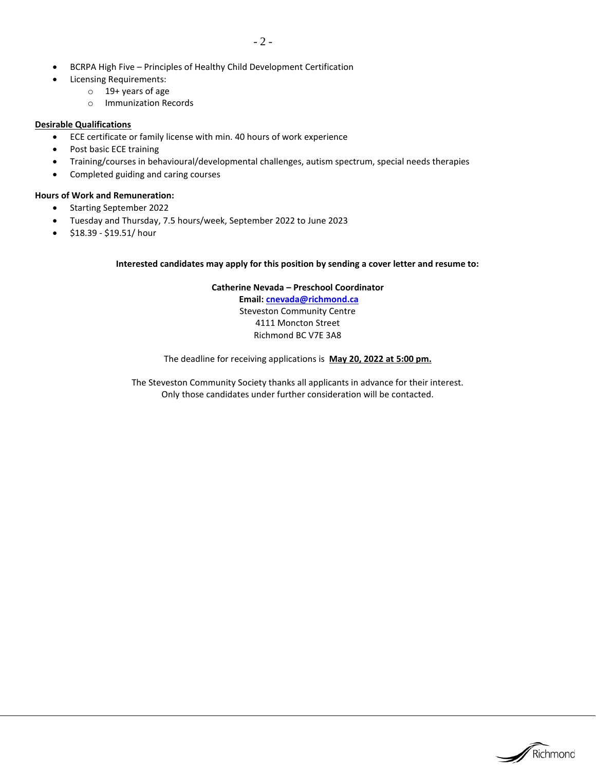- BCRPA High Five – Principles of Healthy Child Development Certification
- Licensing Requirements:
  - 19+ years of age
  - Immunization Records

**Desirable Qualifications**

- ECE certificate or family license with min. 40 hours of work experience
- Post basic ECE training
- Training/courses in behavioural/developmental challenges, autism spectrum, special needs therapies
- Completed guiding and caring courses

**Hours of Work and Remuneration:**

- Starting September 2022
- Tuesday and Thursday, 7.5 hours/week, September 2022 to June 2023
- $18.39 - $19.51/ hour

**Interested candidates may apply for this position by sending a cover letter and resume to:**

**Catherine Nevada – Preschool Coordinator**
**Email: cnevada@richmond.ca**
Steveston Community Centre
4111 Moncton Street
Richmond BC V7E 3A8

The deadline for receiving applications is **May 20, 2022 at 5:00 pm.**

The Steveston Community Society thanks all applicants in advance for their interest.
Only those candidates under further consideration will be contacted.